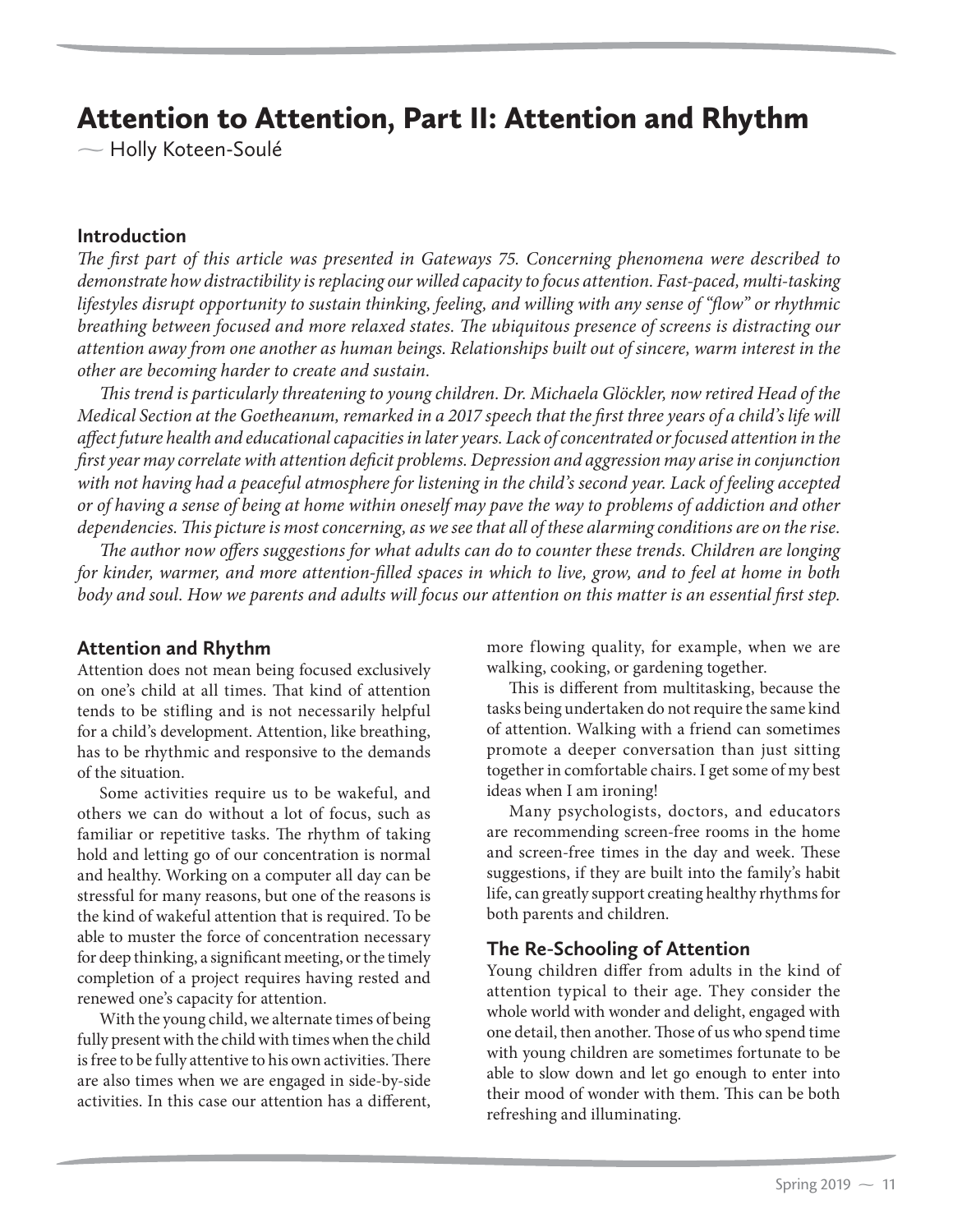# Attention to Attention, Part II: Attention and Rhythm

— Holly Koteen-Soulé

## Introduction

*The first part of this article was presented in Gateways 75. Concerning phenomena were described to demonstrate how distractibility is replacing our willed capacity to focus attention. Fast-paced, multi-tasking lifestyles disrupt opportunity to sustain thinking, feeling, and willing with any sense of "flow" or rhythmic breathing between focused and more relaxed states. The ubiquitous presence of screens is distracting our attention away from one another as human beings. Relationships built out of sincere, warm interest in the other are becoming harder to create and sustain.*

*This trend is particularly threatening to young children. Dr. Michaela Glöckler, now retired Head of the Medical Section at the Goetheanum, remarked in a 2017 speech that the first three years of a child's life will affect future health and educational capacities in later years. Lack of concentrated or focused attention in the first year may correlate with attention deficit problems. Depression and aggression may arise in conjunction with not having had a peaceful atmosphere for listening in the child's second year. Lack of feeling accepted or of having a sense of being at home within oneself may pave the way to problems of addiction and other dependencies. This picture is most concerning, as we see that all of these alarming conditions are on the rise.*

*The author now offers suggestions for what adults can do to counter these trends. Children are longing for kinder, warmer, and more attention-filled spaces in which to live, grow, and to feel at home in both body and soul. How we parents and adults will focus our attention on this matter is an essential first step.*

## Attention and Rhythm

Attention does not mean being focused exclusively on one's child at all times. That kind of attention tends to be stifling and is not necessarily helpful for a child's development. Attention, like breathing, has to be rhythmic and responsive to the demands of the situation.

Some activities require us to be wakeful, and others we can do without a lot of focus, such as familiar or repetitive tasks. The rhythm of taking hold and letting go of our concentration is normal and healthy. Working on a computer all day can be stressful for many reasons, but one of the reasons is the kind of wakeful attention that is required. To be able to muster the force of concentration necessary for deep thinking, a significant meeting, or the timely completion of a project requires having rested and renewed one's capacity for attention.

With the young child, we alternate times of being fully present with the child with times when the child is free to be fully attentive to his own activities. There are also times when we are engaged in side-by-side activities. In this case our attention has a different, more flowing quality, for example, when we are walking, cooking, or gardening together.

This is different from multitasking, because the tasks being undertaken do not require the same kind of attention. Walking with a friend can sometimes promote a deeper conversation than just sitting together in comfortable chairs. I get some of my best ideas when I am ironing!

Many psychologists, doctors, and educators are recommending screen-free rooms in the home and screen-free times in the day and week. These suggestions, if they are built into the family's habit life, can greatly support creating healthy rhythms for both parents and children.

## The Re-Schooling of Attention

Young children differ from adults in the kind of attention typical to their age. They consider the whole world with wonder and delight, engaged with one detail, then another. Those of us who spend time with young children are sometimes fortunate to be able to slow down and let go enough to enter into their mood of wonder with them. This can be both refreshing and illuminating.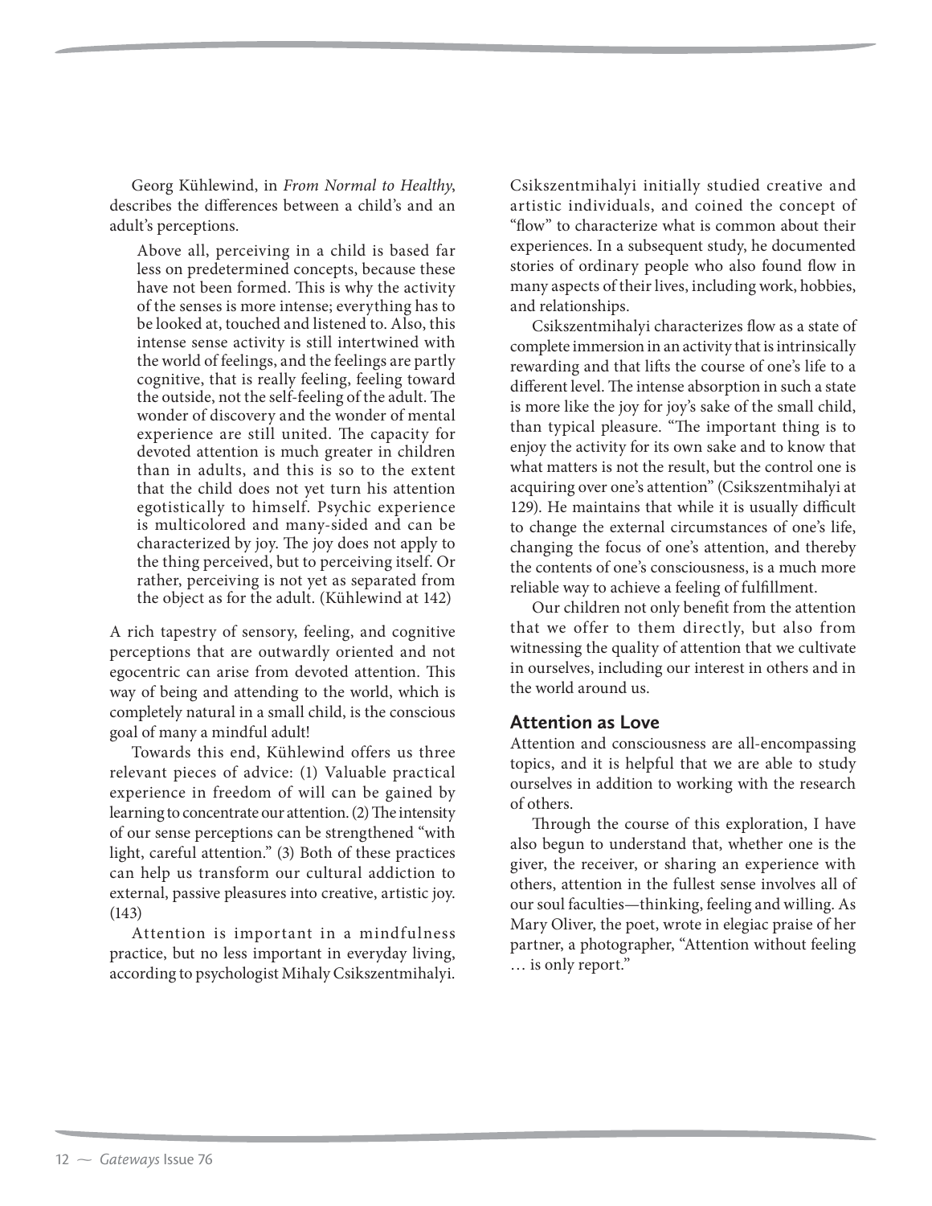Georg Kühlewind, in *From Normal to Healthy*, describes the differences between a child's and an adult's perceptions.

> Above all, perceiving in a child is based far less on predetermined concepts, because these have not been formed. This is why the activity of the senses is more intense; everything has to be looked at, touched and listened to. Also, this intense sense activity is still intertwined with the world of feelings, and the feelings are partly cognitive, that is really feeling, feeling toward the outside, not the self-feeling of the adult. The wonder of discovery and the wonder of mental experience are still united. The capacity for devoted attention is much greater in children than in adults, and this is so to the extent that the child does not yet turn his attention egotistically to himself. Psychic experience is multicolored and many-sided and can be characterized by joy. The joy does not apply to the thing perceived, but to perceiving itself. Or rather, perceiving is not yet as separated from the object as for the adult. (Kühlewind at 142)

A rich tapestry of sensory, feeling, and cognitive perceptions that are outwardly oriented and not egocentric can arise from devoted attention. This way of being and attending to the world, which is completely natural in a small child, is the conscious goal of many a mindful adult!

Towards this end, Kühlewind offers us three relevant pieces of advice: (1) Valuable practical experience in freedom of will can be gained by learning to concentrate our attention. (2) The intensity of our sense perceptions can be strengthened "with light, careful attention." (3) Both of these practices can help us transform our cultural addiction to external, passive pleasures into creative, artistic joy. (143)

Attention is important in a mindfulness practice, but no less important in everyday living, according to psychologist Mihaly Csikszentmihalyi. Csikszentmihalyi initially studied creative and artistic individuals, and coined the concept of "flow" to characterize what is common about their experiences. In a subsequent study, he documented stories of ordinary people who also found flow in many aspects of their lives, including work, hobbies, and relationships.

Csikszentmihalyi characterizes flow as a state of complete immersion in an activity that is intrinsically rewarding and that lifts the course of one's life to a different level. The intense absorption in such a state is more like the joy for joy's sake of the small child, than typical pleasure. "The important thing is to enjoy the activity for its own sake and to know that what matters is not the result, but the control one is acquiring over one's attention" (Csikszentmihalyi at 129). He maintains that while it is usually difficult to change the external circumstances of one's life, changing the focus of one's attention, and thereby the contents of one's consciousness, is a much more reliable way to achieve a feeling of fulfillment.

Our children not only benefit from the attention that we offer to them directly, but also from witnessing the quality of attention that we cultivate in ourselves, including our interest in others and in the world around us.

## Attention as Love

Attention and consciousness are all-encompassing topics, and it is helpful that we are able to study ourselves in addition to working with the research of others.

Through the course of this exploration, I have also begun to understand that, whether one is the giver, the receiver, or sharing an experience with others, attention in the fullest sense involves all of our soul faculties—thinking, feeling and willing. As Mary Oliver, the poet, wrote in elegiac praise of her partner, a photographer, "Attention without feeling … is only report."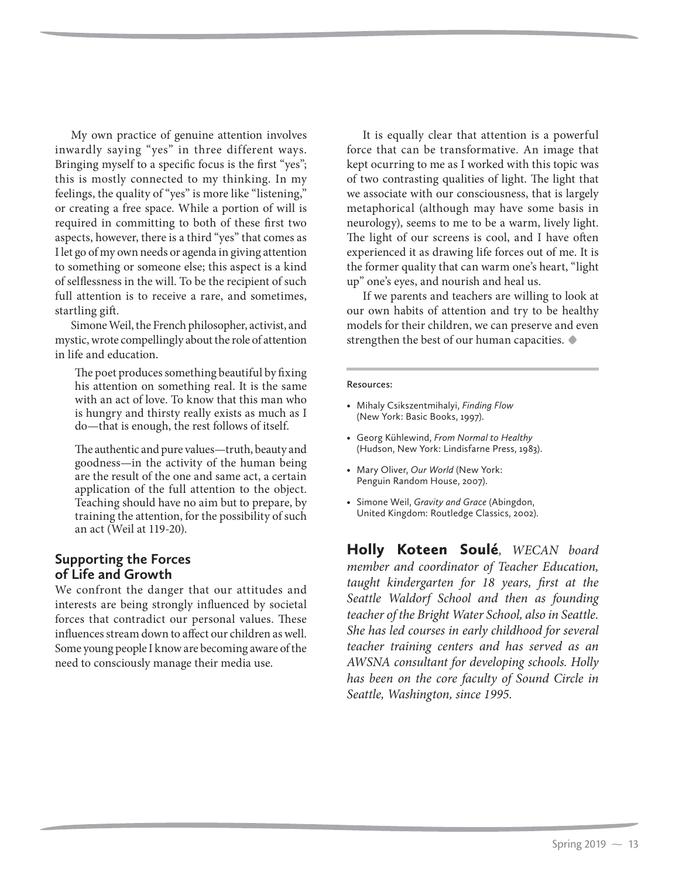My own practice of genuine attention involves inwardly saying "yes" in three different ways. Bringing myself to a specific focus is the first "yes"; this is mostly connected to my thinking. In my feelings, the quality of "yes" is more like "listening," or creating a free space. While a portion of will is required in committing to both of these first two aspects, however, there is a third "yes" that comes as I let go of my own needs or agenda in giving attention to something or someone else; this aspect is a kind of selflessness in the will. To be the recipient of such full attention is to receive a rare, and sometimes, startling gift.

Simone Weil, the French philosopher, activist, and mystic, wrote compellingly about the role of attention in life and education.

> The poet produces something beautiful by fixing his attention on something real. It is the same with an act of love. To know that this man who is hungry and thirsty really exists as much as I do—that is enough, the rest follows of itself.
>
> The authentic and pure values—truth, beauty and goodness—in the activity of the human being are the result of the one and same act, a certain application of the full attention to the object. Teaching should have no aim but to prepare, by training the attention, for the possibility of such an act (Weil at 119-20).

## Supporting the Forces of Life and Growth

We confront the danger that our attitudes and interests are being strongly influenced by societal forces that contradict our personal values. These influences stream down to affect our children as well. Some young people I know are becoming aware of the need to consciously manage their media use.

It is equally clear that attention is a powerful force that can be transformative. An image that kept ocurring to me as I worked with this topic was of two contrasting qualities of light. The light that we associate with our consciousness, that is largely metaphorical (although may have some basis in neurology), seems to me to be a warm, lively light. The light of our screens is cool, and I have often experienced it as drawing life forces out of me. It is the former quality that can warm one's heart, "light up" one's eyes, and nourish and heal us.

If we parents and teachers are willing to look at our own habits of attention and try to be healthy models for their children, we can preserve and even strengthen the best of our human capacities. ◆

Resources:

- Mihaly Csikszentmihalyi, *Finding Flow* (New York: Basic Books, 1997).
- Georg Kühlewind, *From Normal to Healthy* (Hudson, New York: Lindisfarne Press, 1983).
- Mary Oliver, *Our World* (New York: Penguin Random House, 2007).
- Simone Weil, *Gravity and Grace* (Abingdon, United Kingdom: Routledge Classics, 2002).

**Holly Koteen Soulé**, *WECAN board member and coordinator of Teacher Education, taught kindergarten for 18 years, first at the Seattle Waldorf School and then as founding teacher of the Bright Water School, also in Seattle. She has led courses in early childhood for several teacher training centers and has served as an AWSNA consultant for developing schools. Holly has been on the core faculty of Sound Circle in Seattle, Washington, since 1995.*